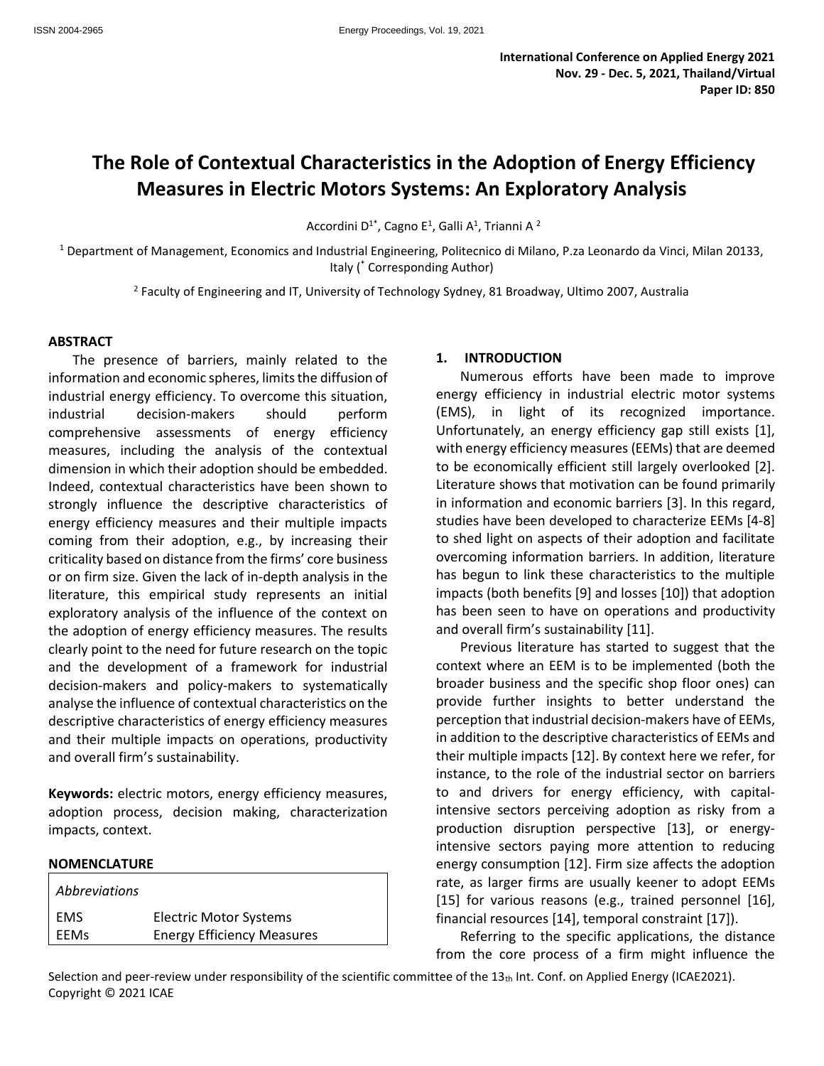International Conference on Applied Energy 2021
Nov. 29 - Dec. 5, 2021, Thailand/Virtual
Paper ID: 850

# The Role of Contextual Characteristics in the Adoption of Energy Efficiency Measures in Electric Motors Systems: An Exploratory Analysis

Accordini D[1*], Cagno E[1], Galli A[1], Trianni A[2]

[1] Department of Management, Economics and Industrial Engineering, Politecnico di Milano, P.za Leonardo da Vinci, Milan 20133, Italy ([*] Corresponding Author)

[2] Faculty of Engineering and IT, University of Technology Sydney, 81 Broadway, Ultimo 2007, Australia

## ABSTRACT

The presence of barriers, mainly related to the information and economic spheres, limits the diffusion of industrial energy efficiency. To overcome this situation, industrial decision-makers should perform comprehensive assessments of energy efficiency measures, including the analysis of the contextual dimension in which their adoption should be embedded. Indeed, contextual characteristics have been shown to strongly influence the descriptive characteristics of energy efficiency measures and their multiple impacts coming from their adoption, e.g., by increasing their criticality based on distance from the firms' core business or on firm size. Given the lack of in-depth analysis in the literature, this empirical study represents an initial exploratory analysis of the influence of the context on the adoption of energy efficiency measures. The results clearly point to the need for future research on the topic and the development of a framework for industrial decision-makers and policy-makers to systematically analyse the influence of contextual characteristics on the descriptive characteristics of energy efficiency measures and their multiple impacts on operations, productivity and overall firm's sustainability.

**Keywords:** electric motors, energy efficiency measures, adoption process, decision making, characterization impacts, context.

## NOMENCLATURE

| *Abbreviations* | |
|---|---|
| EMS | Electric Motor Systems |
| EEMs | Energy Efficiency Measures |

## 1. INTRODUCTION

Numerous efforts have been made to improve energy efficiency in industrial electric motor systems (EMS), in light of its recognized importance. Unfortunately, an energy efficiency gap still exists [1], with energy efficiency measures (EEMs) that are deemed to be economically efficient still largely overlooked [2]. Literature shows that motivation can be found primarily in information and economic barriers [3]. In this regard, studies have been developed to characterize EEMs [4-8] to shed light on aspects of their adoption and facilitate overcoming information barriers. In addition, literature has begun to link these characteristics to the multiple impacts (both benefits [9] and losses [10]) that adoption has been seen to have on operations and productivity and overall firm's sustainability [11].

Previous literature has started to suggest that the context where an EEM is to be implemented (both the broader business and the specific shop floor ones) can provide further insights to better understand the perception that industrial decision-makers have of EEMs, in addition to the descriptive characteristics of EEMs and their multiple impacts [12]. By context here we refer, for instance, to the role of the industrial sector on barriers to and drivers for energy efficiency, with capital-intensive sectors perceiving adoption as risky from a production disruption perspective [13], or energy-intensive sectors paying more attention to reducing energy consumption [12]. Firm size affects the adoption rate, as larger firms are usually keener to adopt EEMs [15] for various reasons (e.g., trained personnel [16], financial resources [14], temporal constraint [17]).

Referring to the specific applications, the distance from the core process of a firm might influence the

Selection and peer-review under responsibility of the scientific committee of the 13th Int. Conf. on Applied Energy (ICAE2021).
Copyright © 2021 ICAE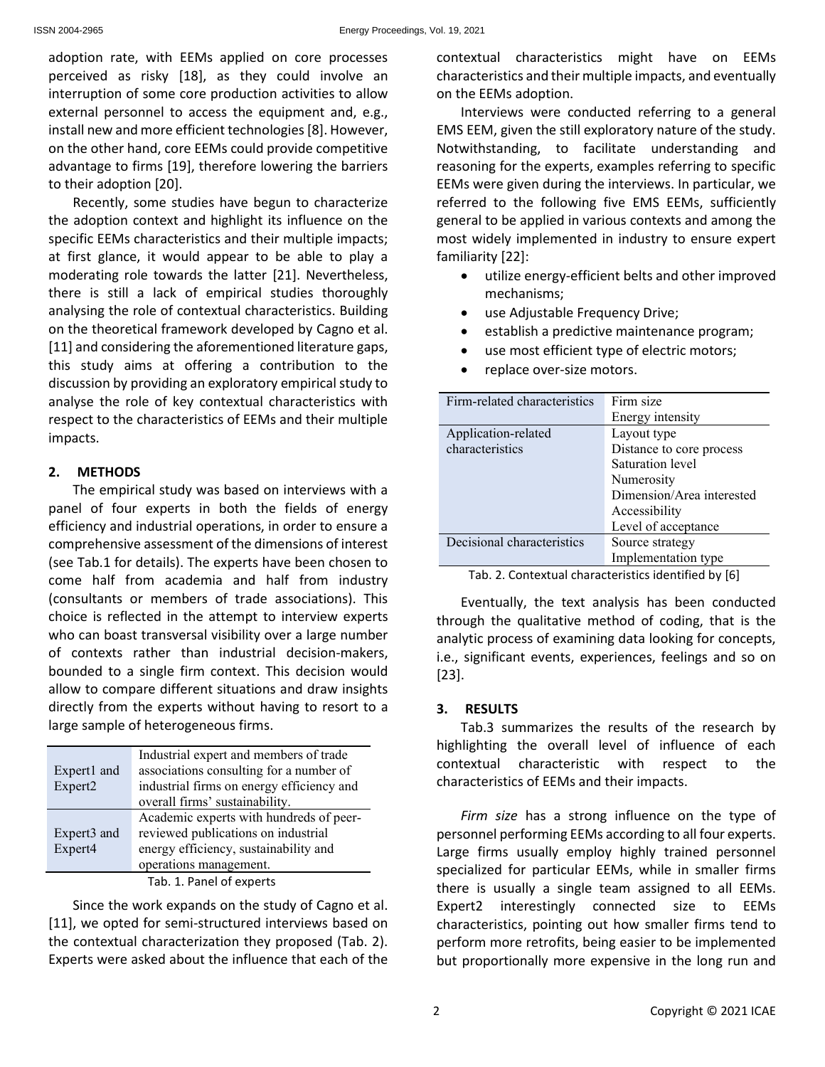adoption rate, with EEMs applied on core processes perceived as risky [18], as they could involve an interruption of some core production activities to allow external personnel to access the equipment and, e.g., install new and more efficient technologies [8]. However, on the other hand, core EEMs could provide competitive advantage to firms [19], therefore lowering the barriers to their adoption [20].

Recently, some studies have begun to characterize the adoption context and highlight its influence on the specific EEMs characteristics and their multiple impacts; at first glance, it would appear to be able to play a moderating role towards the latter [21]. Nevertheless, there is still a lack of empirical studies thoroughly analysing the role of contextual characteristics. Building on the theoretical framework developed by Cagno et al. [11] and considering the aforementioned literature gaps, this study aims at offering a contribution to the discussion by providing an exploratory empirical study to analyse the role of key contextual characteristics with respect to the characteristics of EEMs and their multiple impacts.

## 2. METHODS

The empirical study was based on interviews with a panel of four experts in both the fields of energy efficiency and industrial operations, in order to ensure a comprehensive assessment of the dimensions of interest (see Tab.1 for details). The experts have been chosen to come half from academia and half from industry (consultants or members of trade associations). This choice is reflected in the attempt to interview experts who can boast transversal visibility over a large number of contexts rather than industrial decision-makers, bounded to a single firm context. This decision would allow to compare different situations and draw insights directly from the experts without having to resort to a large sample of heterogeneous firms.

| | |
|---|---|
| Expert1 and Expert2 | Industrial expert and members of trade associations consulting for a number of industrial firms on energy efficiency and overall firms' sustainability. |
| Expert3 and Expert4 | Academic experts with hundreds of peer-reviewed publications on industrial energy efficiency, sustainability and operations management. |

Tab. 1. Panel of experts

Since the work expands on the study of Cagno et al. [11], we opted for semi-structured interviews based on the contextual characterization they proposed (Tab. 2). Experts were asked about the influence that each of the contextual characteristics might have on EEMs characteristics and their multiple impacts, and eventually on the EEMs adoption.

Interviews were conducted referring to a general EMS EEM, given the still exploratory nature of the study. Notwithstanding, to facilitate understanding and reasoning for the experts, examples referring to specific EEMs were given during the interviews. In particular, we referred to the following five EMS EEMs, sufficiently general to be applied in various contexts and among the most widely implemented in industry to ensure expert familiarity [22]:

- utilize energy-efficient belts and other improved mechanisms;
- use Adjustable Frequency Drive;
- establish a predictive maintenance program;
- use most efficient type of electric motors;
- replace over-size motors.

| | |
|---|---|
| Firm-related characteristics | Firm size |
| | Energy intensity |
| Application-related characteristics | Layout type |
| | Distance to core process |
| | Saturation level |
| | Numerosity |
| | Dimension/Area interested |
| | Accessibility |
| | Level of acceptance |
| Decisional characteristics | Source strategy |
| | Implementation type |

Tab. 2. Contextual characteristics identified by [6]

Eventually, the text analysis has been conducted through the qualitative method of coding, that is the analytic process of examining data looking for concepts, i.e., significant events, experiences, feelings and so on [23].

## 3. RESULTS

Tab.3 summarizes the results of the research by highlighting the overall level of influence of each contextual characteristic with respect to the characteristics of EEMs and their impacts.

*Firm size* has a strong influence on the type of personnel performing EEMs according to all four experts. Large firms usually employ highly trained personnel specialized for particular EEMs, while in smaller firms there is usually a single team assigned to all EEMs. Expert2 interestingly connected size to EEMs characteristics, pointing out how smaller firms tend to perform more retrofits, being easier to be implemented but proportionally more expensive in the long run and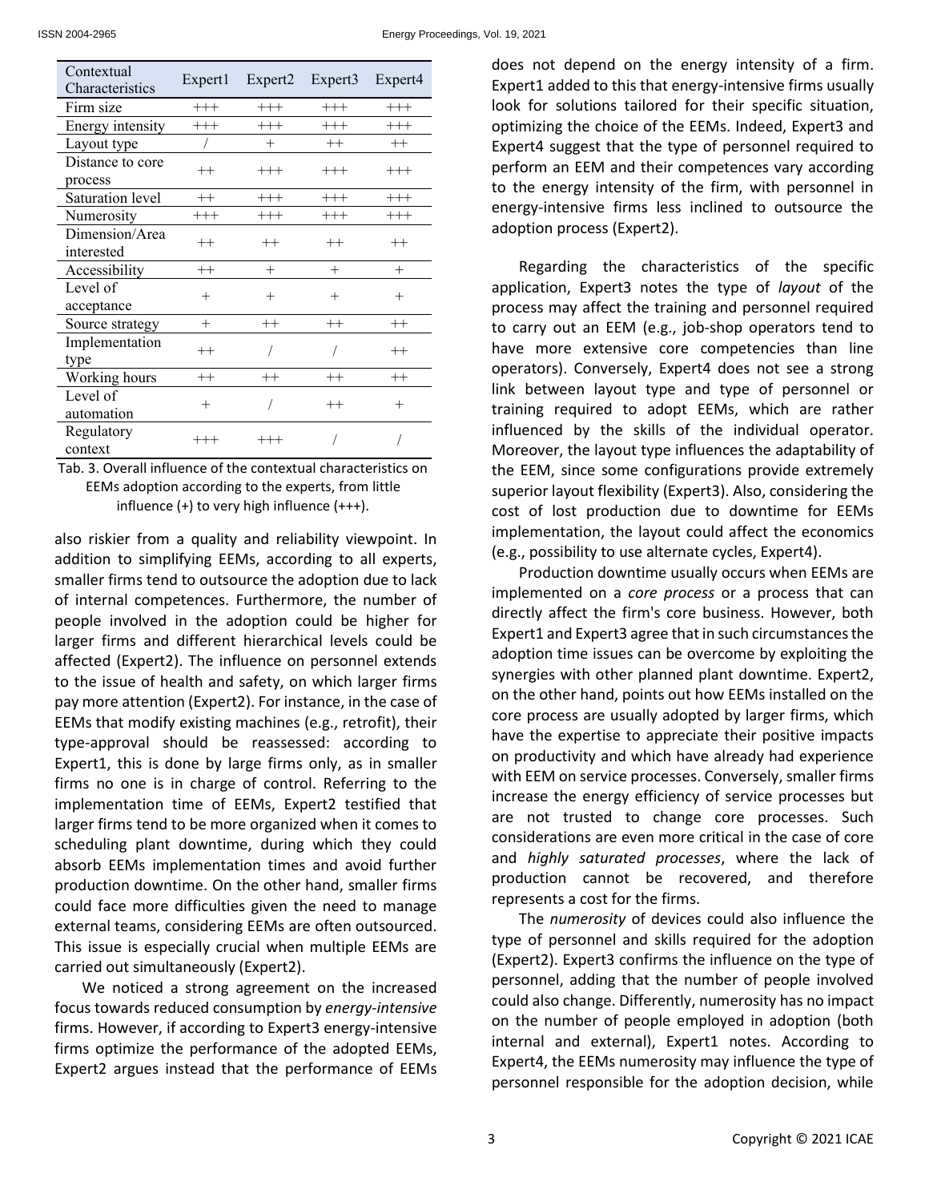| Contextual Characteristics | Expert1 | Expert2 | Expert3 | Expert4 |
|---|---|---|---|---|
| Firm size | +++ | +++ | +++ | +++ |
| Energy intensity | +++ | +++ | +++ | +++ |
| Layout type | / | + | ++ | ++ |
| Distance to core process | ++ | +++ | +++ | +++ |
| Saturation level | ++ | +++ | +++ | +++ |
| Numerosity | +++ | +++ | +++ | +++ |
| Dimension/Area interested | ++ | ++ | ++ | ++ |
| Accessibility | ++ | + | + | + |
| Level of acceptance | + | + | + | + |
| Source strategy | + | ++ | ++ | ++ |
| Implementation type | ++ | / | / | ++ |
| Working hours | ++ | ++ | ++ | ++ |
| Level of automation | + | / | ++ | + |
| Regulatory context | +++ | +++ | / | / |

Tab. 3. Overall influence of the contextual characteristics on EEMs adoption according to the experts, from little influence (+) to very high influence (+++).

also riskier from a quality and reliability viewpoint. In addition to simplifying EEMs, according to all experts, smaller firms tend to outsource the adoption due to lack of internal competences. Furthermore, the number of people involved in the adoption could be higher for larger firms and different hierarchical levels could be affected (Expert2). The influence on personnel extends to the issue of health and safety, on which larger firms pay more attention (Expert2). For instance, in the case of EEMs that modify existing machines (e.g., retrofit), their type-approval should be reassessed: according to Expert1, this is done by large firms only, as in smaller firms no one is in charge of control. Referring to the implementation time of EEMs, Expert2 testified that larger firms tend to be more organized when it comes to scheduling plant downtime, during which they could absorb EEMs implementation times and avoid further production downtime. On the other hand, smaller firms could face more difficulties given the need to manage external teams, considering EEMs are often outsourced. This issue is especially crucial when multiple EEMs are carried out simultaneously (Expert2).

We noticed a strong agreement on the increased focus towards reduced consumption by *energy-intensive* firms. However, if according to Expert3 energy-intensive firms optimize the performance of the adopted EEMs, Expert2 argues instead that the performance of EEMs does not depend on the energy intensity of a firm. Expert1 added to this that energy-intensive firms usually look for solutions tailored for their specific situation, optimizing the choice of the EEMs. Indeed, Expert3 and Expert4 suggest that the type of personnel required to perform an EEM and their competences vary according to the energy intensity of the firm, with personnel in energy-intensive firms less inclined to outsource the adoption process (Expert2).

Regarding the characteristics of the specific application, Expert3 notes the type of *layout* of the process may affect the training and personnel required to carry out an EEM (e.g., job-shop operators tend to have more extensive core competencies than line operators). Conversely, Expert4 does not see a strong link between layout type and type of personnel or training required to adopt EEMs, which are rather influenced by the skills of the individual operator. Moreover, the layout type influences the adaptability of the EEM, since some configurations provide extremely superior layout flexibility (Expert3). Also, considering the cost of lost production due to downtime for EEMs implementation, the layout could affect the economics (e.g., possibility to use alternate cycles, Expert4).

Production downtime usually occurs when EEMs are implemented on a *core process* or a process that can directly affect the firm's core business. However, both Expert1 and Expert3 agree that in such circumstances the adoption time issues can be overcome by exploiting the synergies with other planned plant downtime. Expert2, on the other hand, points out how EEMs installed on the core process are usually adopted by larger firms, which have the expertise to appreciate their positive impacts on productivity and which have already had experience with EEM on service processes. Conversely, smaller firms increase the energy efficiency of service processes but are not trusted to change core processes. Such considerations are even more critical in the case of core and *highly saturated processes*, where the lack of production cannot be recovered, and therefore represents a cost for the firms.

The *numerosity* of devices could also influence the type of personnel and skills required for the adoption (Expert2). Expert3 confirms the influence on the type of personnel, adding that the number of people involved could also change. Differently, numerosity has no impact on the number of people employed in adoption (both internal and external), Expert1 notes. According to Expert4, the EEMs numerosity may influence the type of personnel responsible for the adoption decision, while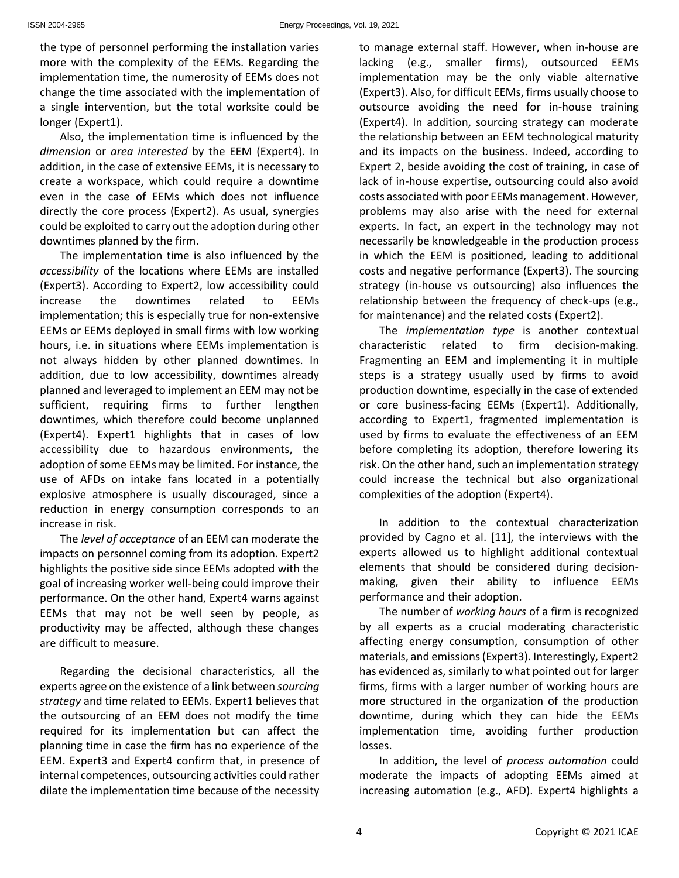the type of personnel performing the installation varies more with the complexity of the EEMs. Regarding the implementation time, the numerosity of EEMs does not change the time associated with the implementation of a single intervention, but the total worksite could be longer (Expert1).

Also, the implementation time is influenced by the *dimension* or *area interested* by the EEM (Expert4). In addition, in the case of extensive EEMs, it is necessary to create a workspace, which could require a downtime even in the case of EEMs which does not influence directly the core process (Expert2). As usual, synergies could be exploited to carry out the adoption during other downtimes planned by the firm.

The implementation time is also influenced by the *accessibility* of the locations where EEMs are installed (Expert3). According to Expert2, low accessibility could increase the downtimes related to EEMs implementation; this is especially true for non-extensive EEMs or EEMs deployed in small firms with low working hours, i.e. in situations where EEMs implementation is not always hidden by other planned downtimes. In addition, due to low accessibility, downtimes already planned and leveraged to implement an EEM may not be sufficient, requiring firms to further lengthen downtimes, which therefore could become unplanned (Expert4). Expert1 highlights that in cases of low accessibility due to hazardous environments, the adoption of some EEMs may be limited. For instance, the use of AFDs on intake fans located in a potentially explosive atmosphere is usually discouraged, since a reduction in energy consumption corresponds to an increase in risk.

The *level of acceptance* of an EEM can moderate the impacts on personnel coming from its adoption. Expert2 highlights the positive side since EEMs adopted with the goal of increasing worker well-being could improve their performance. On the other hand, Expert4 warns against EEMs that may not be well seen by people, as productivity may be affected, although these changes are difficult to measure.

Regarding the decisional characteristics, all the experts agree on the existence of a link between *sourcing strategy* and time related to EEMs. Expert1 believes that the outsourcing of an EEM does not modify the time required for its implementation but can affect the planning time in case the firm has no experience of the EEM. Expert3 and Expert4 confirm that, in presence of internal competences, outsourcing activities could rather dilate the implementation time because of the necessity to manage external staff. However, when in-house are lacking (e.g., smaller firms), outsourced EEMs implementation may be the only viable alternative (Expert3). Also, for difficult EEMs, firms usually choose to outsource avoiding the need for in-house training (Expert4). In addition, sourcing strategy can moderate the relationship between an EEM technological maturity and its impacts on the business. Indeed, according to Expert 2, beside avoiding the cost of training, in case of lack of in-house expertise, outsourcing could also avoid costs associated with poor EEMs management. However, problems may also arise with the need for external experts. In fact, an expert in the technology may not necessarily be knowledgeable in the production process in which the EEM is positioned, leading to additional costs and negative performance (Expert3). The sourcing strategy (in-house vs outsourcing) also influences the relationship between the frequency of check-ups (e.g., for maintenance) and the related costs (Expert2).

The *implementation type* is another contextual characteristic related to firm decision-making. Fragmenting an EEM and implementing it in multiple steps is a strategy usually used by firms to avoid production downtime, especially in the case of extended or core business-facing EEMs (Expert1). Additionally, according to Expert1, fragmented implementation is used by firms to evaluate the effectiveness of an EEM before completing its adoption, therefore lowering its risk. On the other hand, such an implementation strategy could increase the technical but also organizational complexities of the adoption (Expert4).

In addition to the contextual characterization provided by Cagno et al. [11], the interviews with the experts allowed us to highlight additional contextual elements that should be considered during decision-making, given their ability to influence EEMs performance and their adoption.

The number of *working hours* of a firm is recognized by all experts as a crucial moderating characteristic affecting energy consumption, consumption of other materials, and emissions (Expert3). Interestingly, Expert2 has evidenced as, similarly to what pointed out for larger firms, firms with a larger number of working hours are more structured in the organization of the production downtime, during which they can hide the EEMs implementation time, avoiding further production losses.

In addition, the level of *process automation* could moderate the impacts of adopting EEMs aimed at increasing automation (e.g., AFD). Expert4 highlights a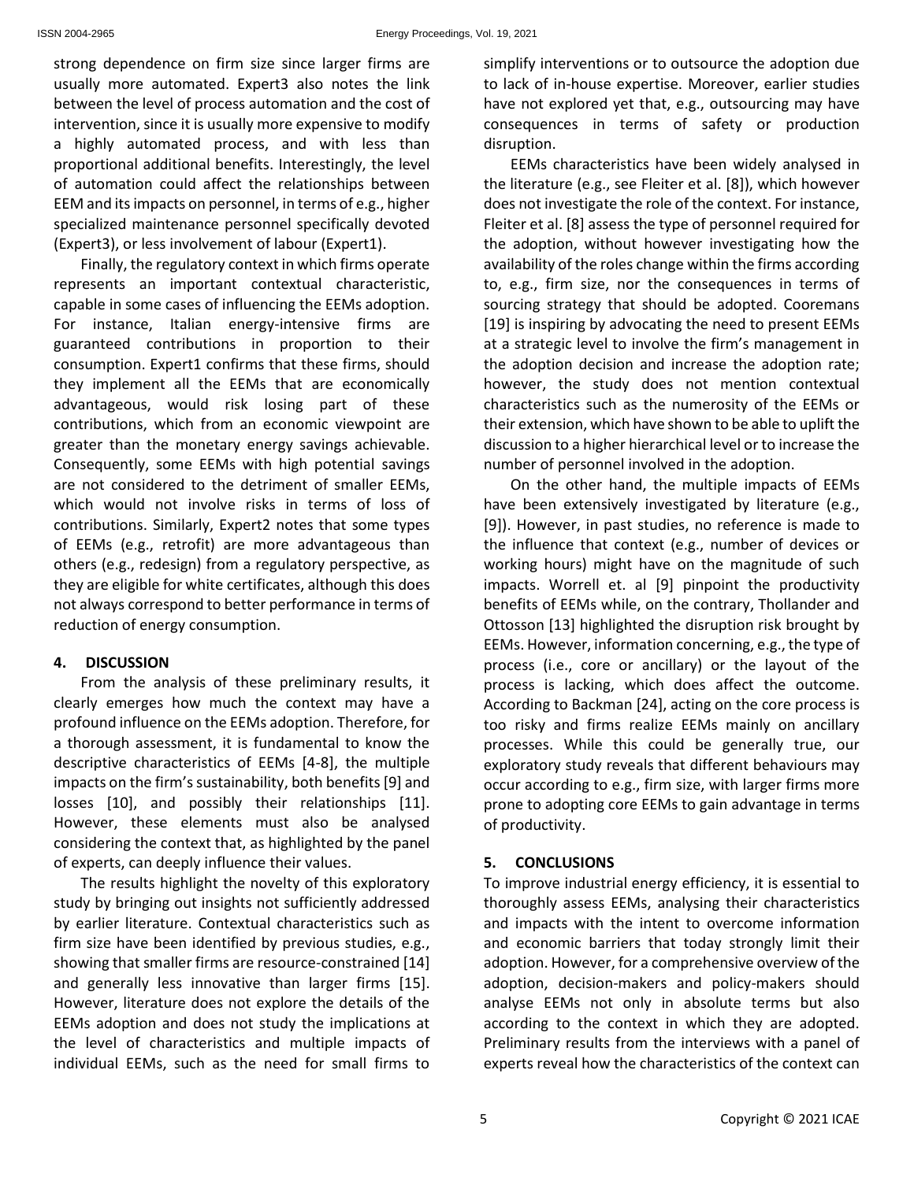strong dependence on firm size since larger firms are usually more automated. Expert3 also notes the link between the level of process automation and the cost of intervention, since it is usually more expensive to modify a highly automated process, and with less than proportional additional benefits. Interestingly, the level of automation could affect the relationships between EEM and its impacts on personnel, in terms of e.g., higher specialized maintenance personnel specifically devoted (Expert3), or less involvement of labour (Expert1).

Finally, the regulatory context in which firms operate represents an important contextual characteristic, capable in some cases of influencing the EEMs adoption. For instance, Italian energy-intensive firms are guaranteed contributions in proportion to their consumption. Expert1 confirms that these firms, should they implement all the EEMs that are economically advantageous, would risk losing part of these contributions, which from an economic viewpoint are greater than the monetary energy savings achievable. Consequently, some EEMs with high potential savings are not considered to the detriment of smaller EEMs, which would not involve risks in terms of loss of contributions. Similarly, Expert2 notes that some types of EEMs (e.g., retrofit) are more advantageous than others (e.g., redesign) from a regulatory perspective, as they are eligible for white certificates, although this does not always correspond to better performance in terms of reduction of energy consumption.

## 4. DISCUSSION

From the analysis of these preliminary results, it clearly emerges how much the context may have a profound influence on the EEMs adoption. Therefore, for a thorough assessment, it is fundamental to know the descriptive characteristics of EEMs [4-8], the multiple impacts on the firm's sustainability, both benefits [9] and losses [10], and possibly their relationships [11]. However, these elements must also be analysed considering the context that, as highlighted by the panel of experts, can deeply influence their values.

The results highlight the novelty of this exploratory study by bringing out insights not sufficiently addressed by earlier literature. Contextual characteristics such as firm size have been identified by previous studies, e.g., showing that smaller firms are resource-constrained [14] and generally less innovative than larger firms [15]. However, literature does not explore the details of the EEMs adoption and does not study the implications at the level of characteristics and multiple impacts of individual EEMs, such as the need for small firms to simplify interventions or to outsource the adoption due to lack of in-house expertise. Moreover, earlier studies have not explored yet that, e.g., outsourcing may have consequences in terms of safety or production disruption.

EEMs characteristics have been widely analysed in the literature (e.g., see Fleiter et al. [8]), which however does not investigate the role of the context. For instance, Fleiter et al. [8] assess the type of personnel required for the adoption, without however investigating how the availability of the roles change within the firms according to, e.g., firm size, nor the consequences in terms of sourcing strategy that should be adopted. Cooremans [19] is inspiring by advocating the need to present EEMs at a strategic level to involve the firm's management in the adoption decision and increase the adoption rate; however, the study does not mention contextual characteristics such as the numerosity of the EEMs or their extension, which have shown to be able to uplift the discussion to a higher hierarchical level or to increase the number of personnel involved in the adoption.

On the other hand, the multiple impacts of EEMs have been extensively investigated by literature (e.g., [9]). However, in past studies, no reference is made to the influence that context (e.g., number of devices or working hours) might have on the magnitude of such impacts. Worrell et. al [9] pinpoint the productivity benefits of EEMs while, on the contrary, Thollander and Ottosson [13] highlighted the disruption risk brought by EEMs. However, information concerning, e.g., the type of process (i.e., core or ancillary) or the layout of the process is lacking, which does affect the outcome. According to Backman [24], acting on the core process is too risky and firms realize EEMs mainly on ancillary processes. While this could be generally true, our exploratory study reveals that different behaviours may occur according to e.g., firm size, with larger firms more prone to adopting core EEMs to gain advantage in terms of productivity.

## 5. CONCLUSIONS

To improve industrial energy efficiency, it is essential to thoroughly assess EEMs, analysing their characteristics and impacts with the intent to overcome information and economic barriers that today strongly limit their adoption. However, for a comprehensive overview of the adoption, decision-makers and policy-makers should analyse EEMs not only in absolute terms but also according to the context in which they are adopted. Preliminary results from the interviews with a panel of experts reveal how the characteristics of the context can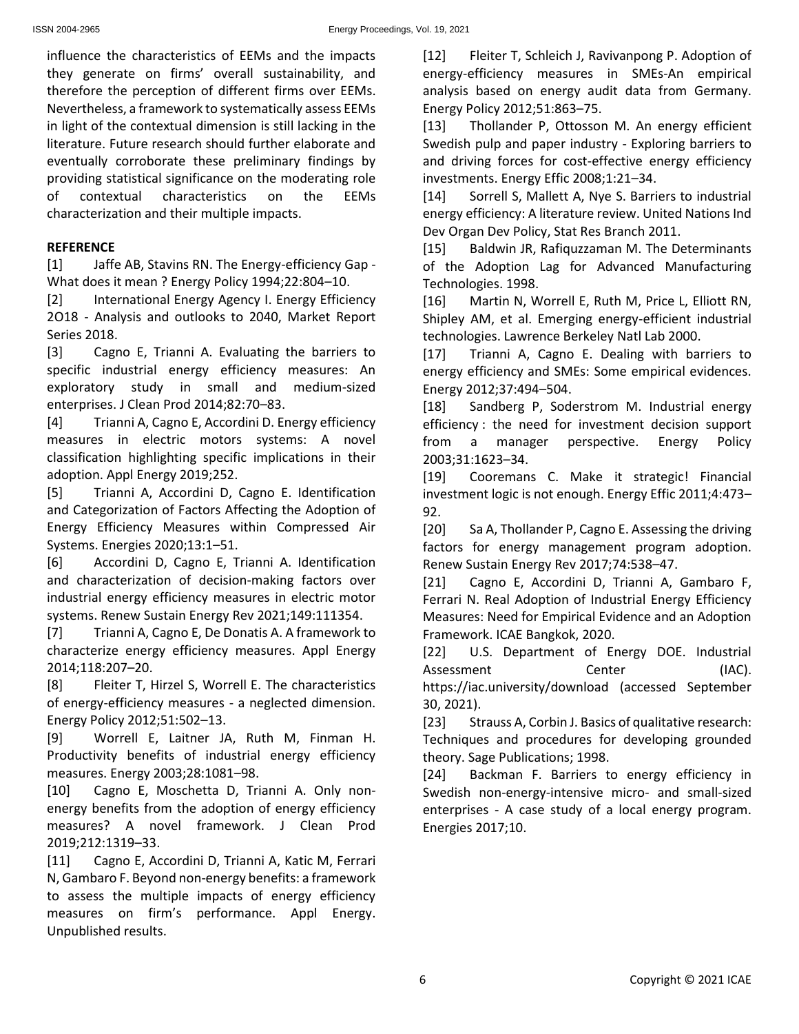influence the characteristics of EEMs and the impacts they generate on firms' overall sustainability, and therefore the perception of different firms over EEMs. Nevertheless, a framework to systematically assess EEMs in light of the contextual dimension is still lacking in the literature. Future research should further elaborate and eventually corroborate these preliminary findings by providing statistical significance on the moderating role of contextual characteristics on the EEMs characterization and their multiple impacts.

**REFERENCE**

[1] Jaffe AB, Stavins RN. The Energy-efficiency Gap - What does it mean ? Energy Policy 1994;22:804–10.

[2] International Energy Agency I. Energy Efficiency 2O18 - Analysis and outlooks to 2040, Market Report Series 2018.

[3] Cagno E, Trianni A. Evaluating the barriers to specific industrial energy efficiency measures: An exploratory study in small and medium-sized enterprises. J Clean Prod 2014;82:70–83.

[4] Trianni A, Cagno E, Accordini D. Energy efficiency measures in electric motors systems: A novel classification highlighting specific implications in their adoption. Appl Energy 2019;252.

[5] Trianni A, Accordini D, Cagno E. Identification and Categorization of Factors Affecting the Adoption of Energy Efficiency Measures within Compressed Air Systems. Energies 2020;13:1–51.

[6] Accordini D, Cagno E, Trianni A. Identification and characterization of decision-making factors over industrial energy efficiency measures in electric motor systems. Renew Sustain Energy Rev 2021;149:111354.

[7] Trianni A, Cagno E, De Donatis A. A framework to characterize energy efficiency measures. Appl Energy 2014;118:207–20.

[8] Fleiter T, Hirzel S, Worrell E. The characteristics of energy-efficiency measures - a neglected dimension. Energy Policy 2012;51:502–13.

[9] Worrell E, Laitner JA, Ruth M, Finman H. Productivity benefits of industrial energy efficiency measures. Energy 2003;28:1081–98.

[10] Cagno E, Moschetta D, Trianni A. Only non-energy benefits from the adoption of energy efficiency measures? A novel framework. J Clean Prod 2019;212:1319–33.

[11] Cagno E, Accordini D, Trianni A, Katic M, Ferrari N, Gambaro F. Beyond non-energy benefits: a framework to assess the multiple impacts of energy efficiency measures on firm's performance. Appl Energy. Unpublished results.

[12] Fleiter T, Schleich J, Ravivanpong P. Adoption of energy-efficiency measures in SMEs-An empirical analysis based on energy audit data from Germany. Energy Policy 2012;51:863–75.

[13] Thollander P, Ottosson M. An energy efficient Swedish pulp and paper industry - Exploring barriers to and driving forces for cost-effective energy efficiency investments. Energy Effic 2008;1:21–34.

[14] Sorrell S, Mallett A, Nye S. Barriers to industrial energy efficiency: A literature review. United Nations Ind Dev Organ Dev Policy, Stat Res Branch 2011.

[15] Baldwin JR, Rafiquzzaman M. The Determinants of the Adoption Lag for Advanced Manufacturing Technologies. 1998.

[16] Martin N, Worrell E, Ruth M, Price L, Elliott RN, Shipley AM, et al. Emerging energy-efficient industrial technologies. Lawrence Berkeley Natl Lab 2000.

[17] Trianni A, Cagno E. Dealing with barriers to energy efficiency and SMEs: Some empirical evidences. Energy 2012;37:494–504.

[18] Sandberg P, Soderstrom M. Industrial energy efficiency : the need for investment decision support from a manager perspective. Energy Policy 2003;31:1623–34.

[19] Cooremans C. Make it strategic! Financial investment logic is not enough. Energy Effic 2011;4:473–92.

[20] Sa A, Thollander P, Cagno E. Assessing the driving factors for energy management program adoption. Renew Sustain Energy Rev 2017;74:538–47.

[21] Cagno E, Accordini D, Trianni A, Gambaro F, Ferrari N. Real Adoption of Industrial Energy Efficiency Measures: Need for Empirical Evidence and an Adoption Framework. ICAE Bangkok, 2020.

[22] U.S. Department of Energy DOE. Industrial Assessment Center (IAC). https://iac.university/download (accessed September 30, 2021).

[23] Strauss A, Corbin J. Basics of qualitative research: Techniques and procedures for developing grounded theory. Sage Publications; 1998.

[24] Backman F. Barriers to energy efficiency in Swedish non-energy-intensive micro- and small-sized enterprises - A case study of a local energy program. Energies 2017;10.